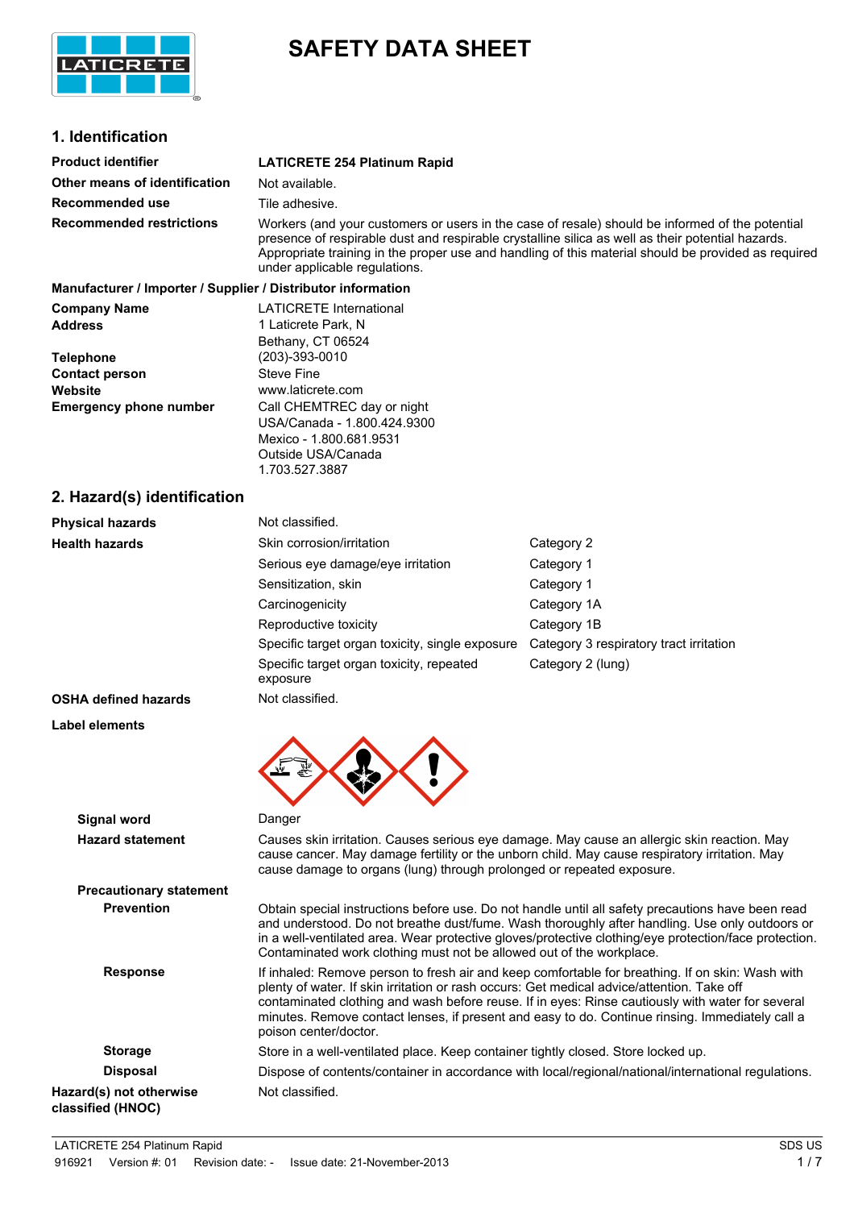# SAFETY DATA SHEET

## 1. Identification

| | |
|---|---|
| **Product identifier** | **LATICRETE 254 Platinum Rapid** |
| **Other means of identification** | Not available. |
| **Recommended use** | Tile adhesive. |
| **Recommended restrictions** | Workers (and your customers or users in the case of resale) should be informed of the potential presence of respirable dust and respirable crystalline silica as well as their potential hazards. Appropriate training in the proper use and handling of this material should be provided as required under applicable regulations. |

**Manufacturer / Importer / Supplier / Distributor information**

| | |
|---|---|
| **Company Name** | LATICRETE International |
| **Address** | 1 Laticrete Park, N<br>Bethany, CT 06524 |
| **Telephone** | (203)-393-0010 |
| **Contact person** | Steve Fine |
| **Website** | www.laticrete.com |
| **Emergency phone number** | Call CHEMTREC day or night<br>USA/Canada - 1.800.424.9300<br>Mexico - 1.800.681.9531<br>Outside USA/Canada<br>1.703.527.3887 |

## 2. Hazard(s) identification

| | | |
|---|---|---|
| **Physical hazards** | Not classified. | |
| **Health hazards** | Skin corrosion/irritation | Category 2 |
| | Serious eye damage/eye irritation | Category 1 |
| | Sensitization, skin | Category 1 |
| | Carcinogenicity | Category 1A |
| | Reproductive toxicity | Category 1B |
| | Specific target organ toxicity, single exposure | Category 3 respiratory tract irritation |
| | Specific target organ toxicity, repeated exposure | Category 2 (lung) |
| **OSHA defined hazards** | Not classified. | |

**Label elements**

**Signal word** Danger

**Hazard statement** Causes skin irritation. Causes serious eye damage. May cause an allergic skin reaction. May cause cancer. May damage fertility or the unborn child. May cause respiratory irritation. May cause damage to organs (lung) through prolonged or repeated exposure.

**Precautionary statement**

**Prevention** Obtain special instructions before use. Do not handle until all safety precautions have been read and understood. Do not breathe dust/fume. Wash thoroughly after handling. Use only outdoors or in a well-ventilated area. Wear protective gloves/protective clothing/eye protection/face protection. Contaminated work clothing must not be allowed out of the workplace.

**Response** If inhaled: Remove person to fresh air and keep comfortable for breathing. If on skin: Wash with plenty of water. If skin irritation or rash occurs: Get medical advice/attention. Take off contaminated clothing and wash before reuse. If in eyes: Rinse cautiously with water for several minutes. Remove contact lenses, if present and easy to do. Continue rinsing. Immediately call a poison center/doctor.

**Storage** Store in a well-ventilated place. Keep container tightly closed. Store locked up.

**Disposal** Dispose of contents/container in accordance with local/regional/national/international regulations.

**Hazard(s) not otherwise classified (HNOC)** Not classified.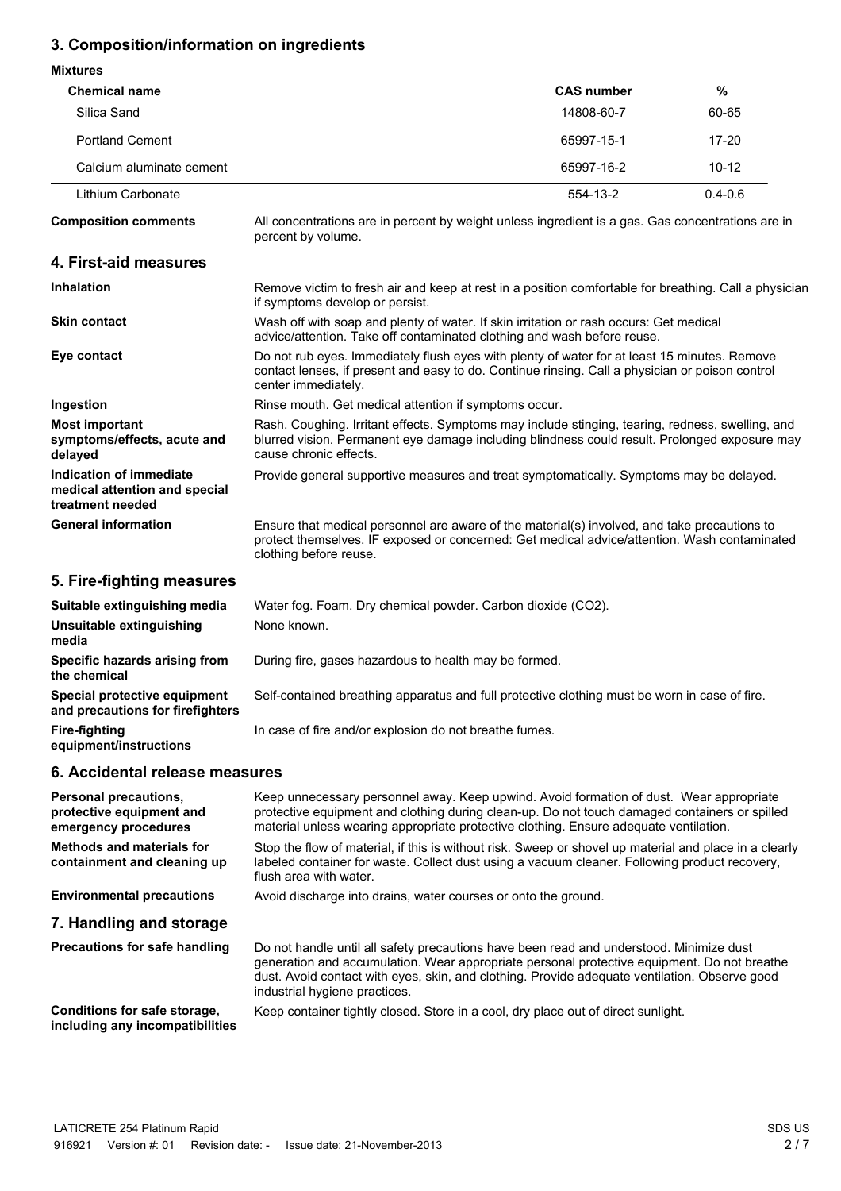## 3. Composition/information on ingredients

**Mixtures**

| Chemical name | CAS number | % |
|---|---|---|
| Silica Sand | 14808-60-7 | 60-65 |
| Portland Cement | 65997-15-1 | 17-20 |
| Calcium aluminate cement | 65997-16-2 | 10-12 |
| Lithium Carbonate | 554-13-2 | 0.4-0.6 |

**Composition comments** All concentrations are in percent by weight unless ingredient is a gas. Gas concentrations are in percent by volume.

## 4. First-aid measures

**Inhalation** Remove victim to fresh air and keep at rest in a position comfortable for breathing. Call a physician if symptoms develop or persist.

**Skin contact** Wash off with soap and plenty of water. If skin irritation or rash occurs: Get medical advice/attention. Take off contaminated clothing and wash before reuse.

**Eye contact** Do not rub eyes. Immediately flush eyes with plenty of water for at least 15 minutes. Remove contact lenses, if present and easy to do. Continue rinsing. Call a physician or poison control center immediately.

**Ingestion** Rinse mouth. Get medical attention if symptoms occur.

**Most important symptoms/effects, acute and delayed** Rash. Coughing. Irritant effects. Symptoms may include stinging, tearing, redness, swelling, and blurred vision. Permanent eye damage including blindness could result. Prolonged exposure may cause chronic effects.

**Indication of immediate medical attention and special treatment needed** Provide general supportive measures and treat symptomatically. Symptoms may be delayed.

**General information** Ensure that medical personnel are aware of the material(s) involved, and take precautions to protect themselves. IF exposed or concerned: Get medical advice/attention. Wash contaminated clothing before reuse.

## 5. Fire-fighting measures

**Suitable extinguishing media** Water fog. Foam. Dry chemical powder. Carbon dioxide ($CO_2$).

**Unsuitable extinguishing media** None known.

**Specific hazards arising from the chemical** During fire, gases hazardous to health may be formed.

**Special protective equipment and precautions for firefighters** Self-contained breathing apparatus and full protective clothing must be worn in case of fire.

**Fire-fighting equipment/instructions** In case of fire and/or explosion do not breathe fumes.

## 6. Accidental release measures

**Personal precautions, protective equipment and emergency procedures** Keep unnecessary personnel away. Keep upwind. Avoid formation of dust. Wear appropriate protective equipment and clothing during clean-up. Do not touch damaged containers or spilled material unless wearing appropriate protective clothing. Ensure adequate ventilation.

**Methods and materials for containment and cleaning up** Stop the flow of material, if this is without risk. Sweep or shovel up material and place in a clearly labeled container for waste. Collect dust using a vacuum cleaner. Following product recovery, flush area with water.

**Environmental precautions** Avoid discharge into drains, water courses or onto the ground.

## 7. Handling and storage

**Precautions for safe handling** Do not handle until all safety precautions have been read and understood. Minimize dust generation and accumulation. Wear appropriate personal protective equipment. Do not breathe dust. Avoid contact with eyes, skin, and clothing. Provide adequate ventilation. Observe good industrial hygiene practices.

**Conditions for safe storage, including any incompatibilities** Keep container tightly closed. Store in a cool, dry place out of direct sunlight.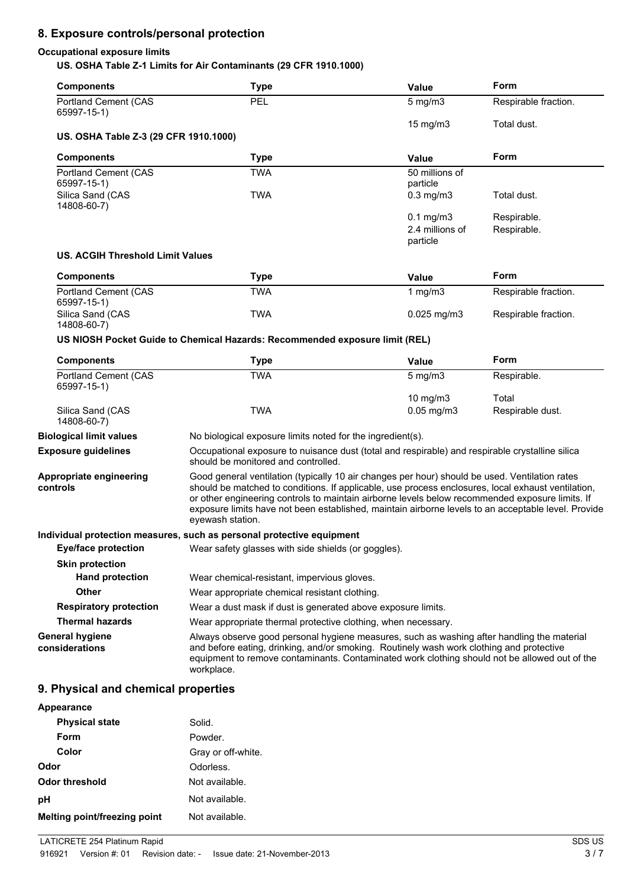## 8. Exposure controls/personal protection

### Occupational exposure limits

**US. OSHA Table Z-1 Limits for Air Contaminants (29 CFR 1910.1000)**

| Components | Type | Value | Form |
|---|---|---|---|
| Portland Cement (CAS 65997-15-1) | PEL | 5 mg/m3 | Respirable fraction. |
| | | 15 mg/m3 | Total dust. |

**US. OSHA Table Z-3 (29 CFR 1910.1000)**

| Components | Type | Value | Form |
|---|---|---|---|
| Portland Cement (CAS 65997-15-1) | TWA | 50 millions of particle | |
| Silica Sand (CAS 14808-60-7) | TWA | 0.3 mg/m3 | Total dust. |
| | | 0.1 mg/m3 | Respirable. |
| | | 2.4 millions of particle | Respirable. |

**US. ACGIH Threshold Limit Values**

| Components | Type | Value | Form |
|---|---|---|---|
| Portland Cement (CAS 65997-15-1) | TWA | 1 mg/m3 | Respirable fraction. |
| Silica Sand (CAS 14808-60-7) | TWA | 0.025 mg/m3 | Respirable fraction. |

**US NIOSH Pocket Guide to Chemical Hazards: Recommended exposure limit (REL)**

| Components | Type | Value | Form |
|---|---|---|---|
| Portland Cement (CAS 65997-15-1) | TWA | 5 mg/m3 | Respirable. |
| | | 10 mg/m3 | Total |
| Silica Sand (CAS 14808-60-7) | TWA | 0.05 mg/m3 | Respirable dust. |

**Biological limit values** No biological exposure limits noted for the ingredient(s).

**Exposure guidelines** Occupational exposure to nuisance dust (total and respirable) and respirable crystalline silica should be monitored and controlled.

**Appropriate engineering controls** Good general ventilation (typically 10 air changes per hour) should be used. Ventilation rates should be matched to conditions. If applicable, use process enclosures, local exhaust ventilation, or other engineering controls to maintain airborne levels below recommended exposure limits. If exposure limits have not been established, maintain airborne levels to an acceptable level. Provide eyewash station.

**Individual protection measures, such as personal protective equipment**

- **Eye/face protection** Wear safety glasses with side shields (or goggles).
- **Skin protection**
  - **Hand protection** Wear chemical-resistant, impervious gloves.
  - **Other** Wear appropriate chemical resistant clothing.
- **Respiratory protection** Wear a dust mask if dust is generated above exposure limits.
- **Thermal hazards** Wear appropriate thermal protective clothing, when necessary.

**General hygiene considerations** Always observe good personal hygiene measures, such as washing after handling the material and before eating, drinking, and/or smoking. Routinely wash work clothing and protective equipment to remove contaminants. Contaminated work clothing should not be allowed out of the workplace.

## 9. Physical and chemical properties

**Appearance**

- **Physical state** Solid.
- **Form** Powder.
- **Color** Gray or off-white.

**Odor** Odorless.

**Odor threshold** Not available.

**pH** Not available.

**Melting point/freezing point** Not available.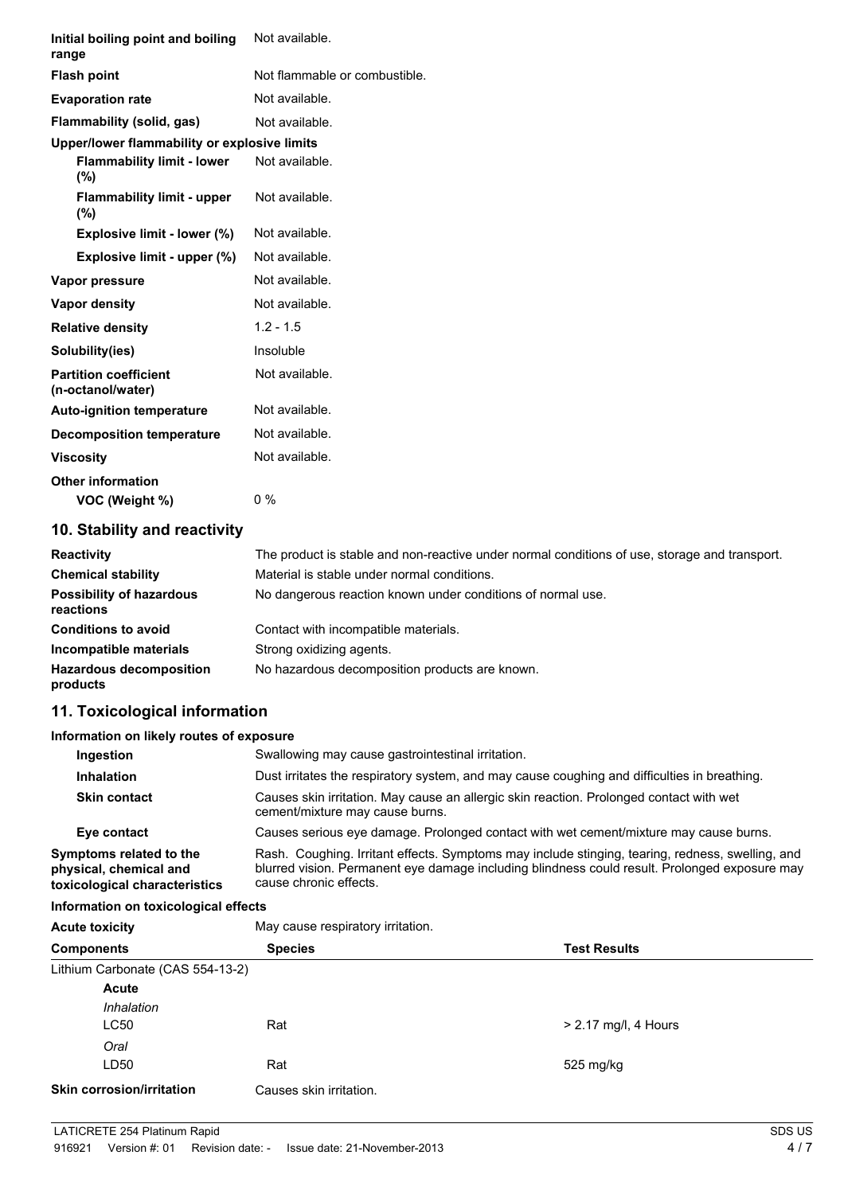| | |
|---|---|
| **Initial boiling point and boiling range** | Not available. |
| **Flash point** | Not flammable or combustible. |
| **Evaporation rate** | Not available. |
| **Flammability (solid, gas)** | Not available. |
| **Upper/lower flammability or explosive limits** | |
| **Flammability limit - lower (%)** | Not available. |
| **Flammability limit - upper (%)** | Not available. |
| **Explosive limit - lower (%)** | Not available. |
| **Explosive limit - upper (%)** | Not available. |
| **Vapor pressure** | Not available. |
| **Vapor density** | Not available. |
| **Relative density** | 1.2 - 1.5 |
| **Solubility(ies)** | Insoluble |
| **Partition coefficient (n-octanol/water)** | Not available. |
| **Auto-ignition temperature** | Not available. |
| **Decomposition temperature** | Not available. |
| **Viscosity** | Not available. |
| **Other information** | |
| **VOC (Weight %)** | 0 % |

## 10. Stability and reactivity

| | |
|---|---|
| **Reactivity** | The product is stable and non-reactive under normal conditions of use, storage and transport. |
| **Chemical stability** | Material is stable under normal conditions. |
| **Possibility of hazardous reactions** | No dangerous reaction known under conditions of normal use. |
| **Conditions to avoid** | Contact with incompatible materials. |
| **Incompatible materials** | Strong oxidizing agents. |
| **Hazardous decomposition products** | No hazardous decomposition products are known. |

## 11. Toxicological information

**Information on likely routes of exposure**

| | |
|---|---|
| **Ingestion** | Swallowing may cause gastrointestinal irritation. |
| **Inhalation** | Dust irritates the respiratory system, and may cause coughing and difficulties in breathing. |
| **Skin contact** | Causes skin irritation. May cause an allergic skin reaction. Prolonged contact with wet cement/mixture may cause burns. |
| **Eye contact** | Causes serious eye damage. Prolonged contact with wet cement/mixture may cause burns. |
| **Symptoms related to the physical, chemical and toxicological characteristics** | Rash. Coughing. Irritant effects. Symptoms may include stinging, tearing, redness, swelling, and blurred vision. Permanent eye damage including blindness could result. Prolonged exposure may cause chronic effects. |

**Information on toxicological effects**

**Acute toxicity** May cause respiratory irritation.

| Components | Species | Test Results |
|---|---|---|
| Lithium Carbonate (CAS 554-13-2) | | |
| **Acute** | | |
| *Inhalation* | | |
| LC50 | Rat | > 2.17 mg/l, 4 Hours |
| *Oral* | | |
| LD50 | Rat | 525 mg/kg |

**Skin corrosion/irritation** Causes skin irritation.

LATICRETE 254 Platinum Rapid

916921 Version #: 01 Revision date: - Issue date: 21-November-2013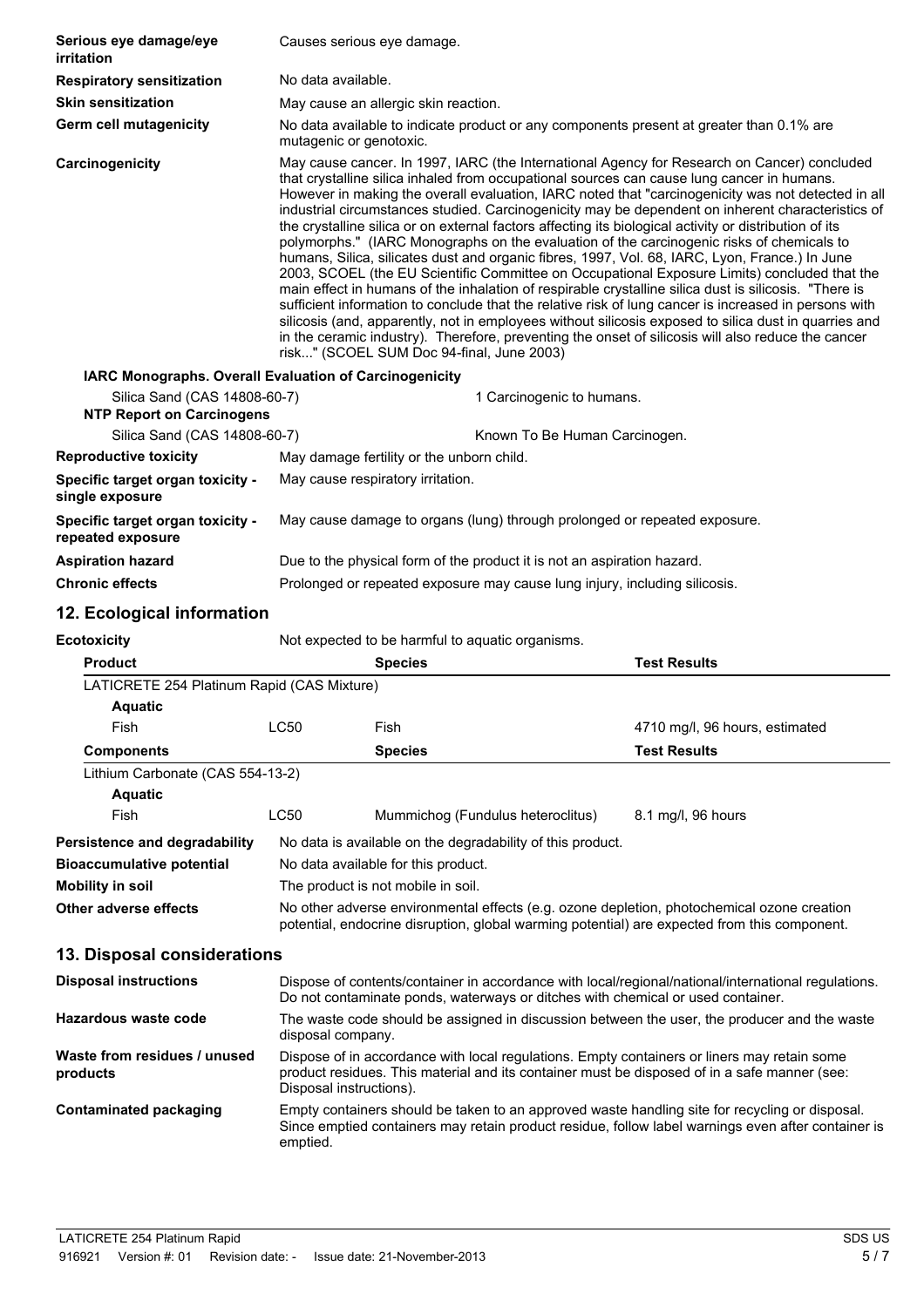**Serious eye damage/eye irritation** Causes serious eye damage.

**Respiratory sensitization** No data available.

**Skin sensitization** May cause an allergic skin reaction.

**Germ cell mutagenicity** No data available to indicate product or any components present at greater than 0.1% are mutagenic or genotoxic.

**Carcinogenicity** May cause cancer. In 1997, IARC (the International Agency for Research on Cancer) concluded that crystalline silica inhaled from occupational sources can cause lung cancer in humans. However in making the overall evaluation, IARC noted that "carcinogenicity was not detected in all industrial circumstances studied. Carcinogenicity may be dependent on inherent characteristics of the crystalline silica or on external factors affecting its biological activity or distribution of its polymorphs." (IARC Monographs on the evaluation of the carcinogenic risks of chemicals to humans, Silica, silicates dust and organic fibres, 1997, Vol. 68, IARC, Lyon, France.) In June 2003, SCOEL (the EU Scientific Committee on Occupational Exposure Limits) concluded that the main effect in humans of the inhalation of respirable crystalline silica dust is silicosis. "There is sufficient information to conclude that the relative risk of lung cancer is increased in persons with silicosis (and, apparently, not in employees without silicosis exposed to silica dust in quarries and in the ceramic industry). Therefore, preventing the onset of silicosis will also reduce the cancer risk..." (SCOEL SUM Doc 94-final, June 2003)

**IARC Monographs. Overall Evaluation of Carcinogenicity**

| | |
|---|---|
| Silica Sand (CAS 14808-60-7) | 1 Carcinogenic to humans. |

**NTP Report on Carcinogens**

| | |
|---|---|
| Silica Sand (CAS 14808-60-7) | Known To Be Human Carcinogen. |

**Reproductive toxicity** May damage fertility or the unborn child.

**Specific target organ toxicity - single exposure** May cause respiratory irritation.

**Specific target organ toxicity - repeated exposure** May cause damage to organs (lung) through prolonged or repeated exposure.

**Aspiration hazard** Due to the physical form of the product it is not an aspiration hazard.

**Chronic effects** Prolonged or repeated exposure may cause lung injury, including silicosis.

## 12. Ecological information

**Ecotoxicity** Not expected to be harmful to aquatic organisms.

| Product | | Species | Test Results |
|---|---|---|---|
| LATICRETE 254 Platinum Rapid (CAS Mixture) | | | |
| Aquatic | | | |
| Fish | LC50 | Fish | 4710 mg/l, 96 hours, estimated |
| **Components** | | **Species** | **Test Results** |
| Lithium Carbonate (CAS 554-13-2) | | | |
| Aquatic | | | |
| Fish | LC50 | Mummichog (Fundulus heteroclitus) | 8.1 mg/l, 96 hours |

**Persistence and degradability** No data is available on the degradability of this product.

**Bioaccumulative potential** No data available for this product.

**Mobility in soil** The product is not mobile in soil.

**Other adverse effects** No other adverse environmental effects (e.g. ozone depletion, photochemical ozone creation potential, endocrine disruption, global warming potential) are expected from this component.

## 13. Disposal considerations

**Disposal instructions** Dispose of contents/container in accordance with local/regional/national/international regulations. Do not contaminate ponds, waterways or ditches with chemical or used container.

**Hazardous waste code** The waste code should be assigned in discussion between the user, the producer and the waste disposal company.

**Waste from residues / unused products** Dispose of in accordance with local regulations. Empty containers or liners may retain some product residues. This material and its container must be disposed of in a safe manner (see: Disposal instructions).

**Contaminated packaging** Empty containers should be taken to an approved waste handling site for recycling or disposal. Since emptied containers may retain product residue, follow label warnings even after container is emptied.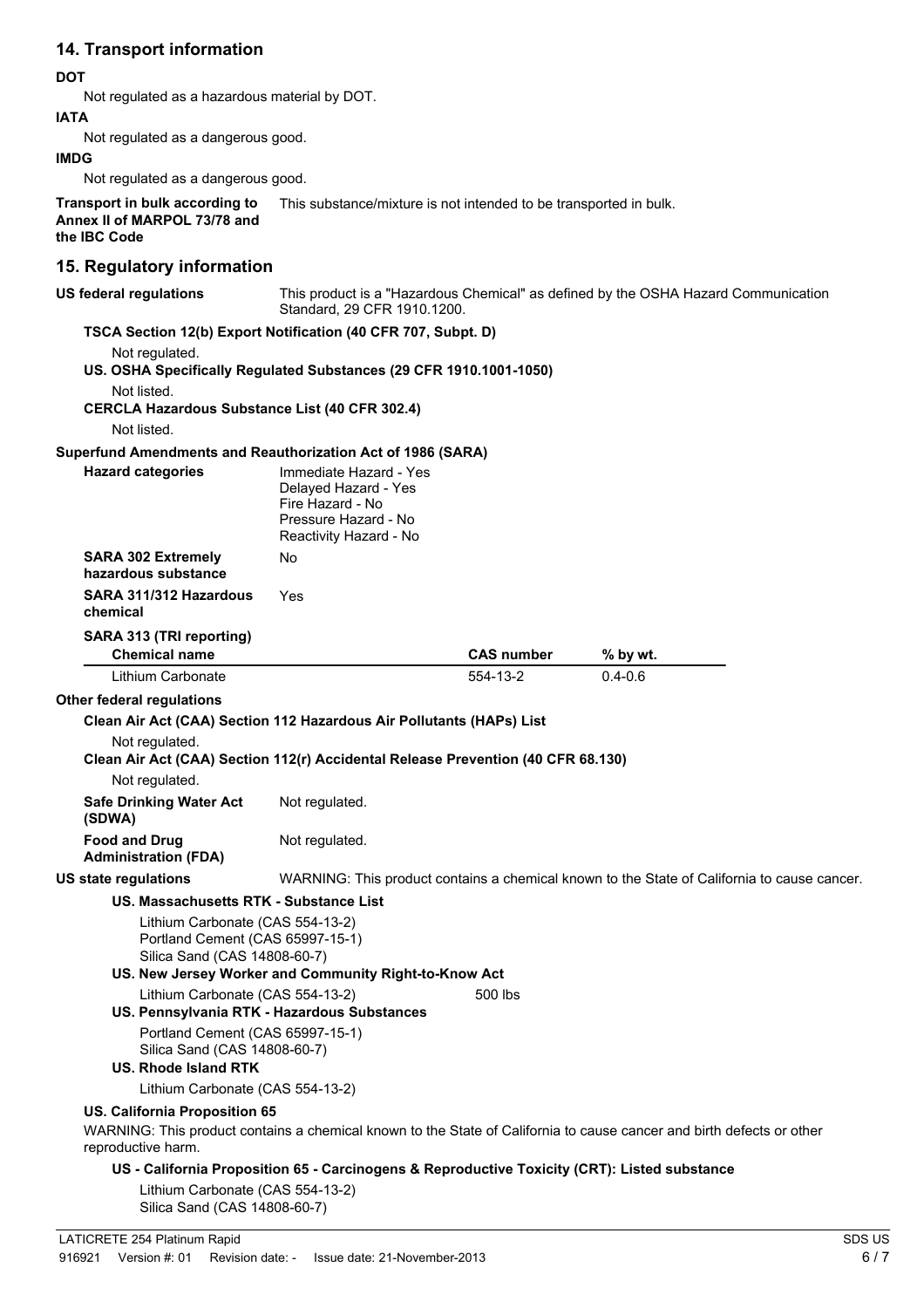## 14. Transport information

**DOT**

Not regulated as a hazardous material by DOT.

**IATA**

Not regulated as a dangerous good.

**IMDG**

Not regulated as a dangerous good.

**Transport in bulk according to Annex II of MARPOL 73/78 and the IBC Code** This substance/mixture is not intended to be transported in bulk.

## 15. Regulatory information

**US federal regulations** This product is a "Hazardous Chemical" as defined by the OSHA Hazard Communication Standard, 29 CFR 1910.1200.

**TSCA Section 12(b) Export Notification (40 CFR 707, Subpt. D)**

Not regulated.

**US. OSHA Specifically Regulated Substances (29 CFR 1910.1001-1050)**

Not listed.

**CERCLA Hazardous Substance List (40 CFR 302.4)**

Not listed.

**Superfund Amendments and Reauthorization Act of 1986 (SARA)**

**Hazard categories**
Immediate Hazard - Yes
Delayed Hazard - Yes
Fire Hazard - No
Pressure Hazard - No
Reactivity Hazard - No

**SARA 302 Extremely hazardous substance** No

**SARA 311/312 Hazardous chemical** Yes

**SARA 313 (TRI reporting)**

| Chemical name | CAS number | % by wt. |
|---|---|---|
| Lithium Carbonate | 554-13-2 | 0.4-0.6 |

**Other federal regulations**

**Clean Air Act (CAA) Section 112 Hazardous Air Pollutants (HAPs) List**

Not regulated.

**Clean Air Act (CAA) Section 112(r) Accidental Release Prevention (40 CFR 68.130)**

Not regulated.

**Safe Drinking Water Act (SDWA)** Not regulated.

**Food and Drug Administration (FDA)** Not regulated.

**US state regulations** WARNING: This product contains a chemical known to the State of California to cause cancer.

**US. Massachusetts RTK - Substance List**

Lithium Carbonate (CAS 554-13-2)
Portland Cement (CAS 65997-15-1)
Silica Sand (CAS 14808-60-7)

**US. New Jersey Worker and Community Right-to-Know Act**

Lithium Carbonate (CAS 554-13-2) 500 lbs

**US. Pennsylvania RTK - Hazardous Substances**

Portland Cement (CAS 65997-15-1)
Silica Sand (CAS 14808-60-7)

**US. Rhode Island RTK**

Lithium Carbonate (CAS 554-13-2)

**US. California Proposition 65**

WARNING: This product contains a chemical known to the State of California to cause cancer and birth defects or other reproductive harm.

**US - California Proposition 65 - Carcinogens & Reproductive Toxicity (CRT): Listed substance**

Lithium Carbonate (CAS 554-13-2)
Silica Sand (CAS 14808-60-7)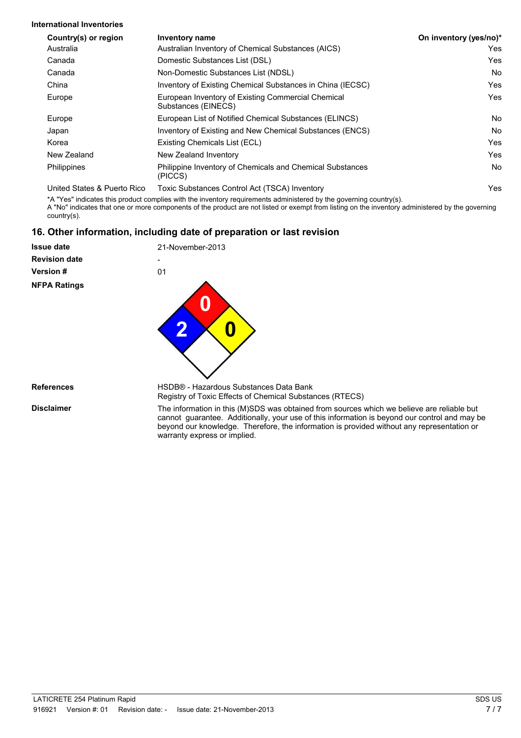**International Inventories**

| Country(s) or region | Inventory name | On inventory (yes/no)* |
|---|---|---|
| Australia | Australian Inventory of Chemical Substances (AICS) | Yes |
| Canada | Domestic Substances List (DSL) | Yes |
| Canada | Non-Domestic Substances List (NDSL) | No |
| China | Inventory of Existing Chemical Substances in China (IECSC) | Yes |
| Europe | European Inventory of Existing Commercial Chemical Substances (EINECS) | Yes |
| Europe | European List of Notified Chemical Substances (ELINCS) | No |
| Japan | Inventory of Existing and New Chemical Substances (ENCS) | No |
| Korea | Existing Chemicals List (ECL) | Yes |
| New Zealand | New Zealand Inventory | Yes |
| Philippines | Philippine Inventory of Chemicals and Chemical Substances (PICCS) | No |
| United States & Puerto Rico | Toxic Substances Control Act (TSCA) Inventory | Yes |

*A "Yes" indicates this product complies with the inventory requirements administered by the governing country(s).
A "No" indicates that one or more components of the product are not listed or exempt from listing on the inventory administered by the governing country(s).

## 16. Other information, including date of preparation or last revision

**Issue date** 21-November-2013

**Revision date** -

**Version #** 01

**NFPA Ratings**

Health: 2
Flammability: 0
Instability: 0

**References** HSDB® - Hazardous Substances Data Bank
Registry of Toxic Effects of Chemical Substances (RTECS)

**Disclaimer** The information in this (M)SDS was obtained from sources which we believe are reliable but cannot guarantee. Additionally, your use of this information is beyond our control and may be beyond our knowledge. Therefore, the information is provided without any representation or warranty express or implied.